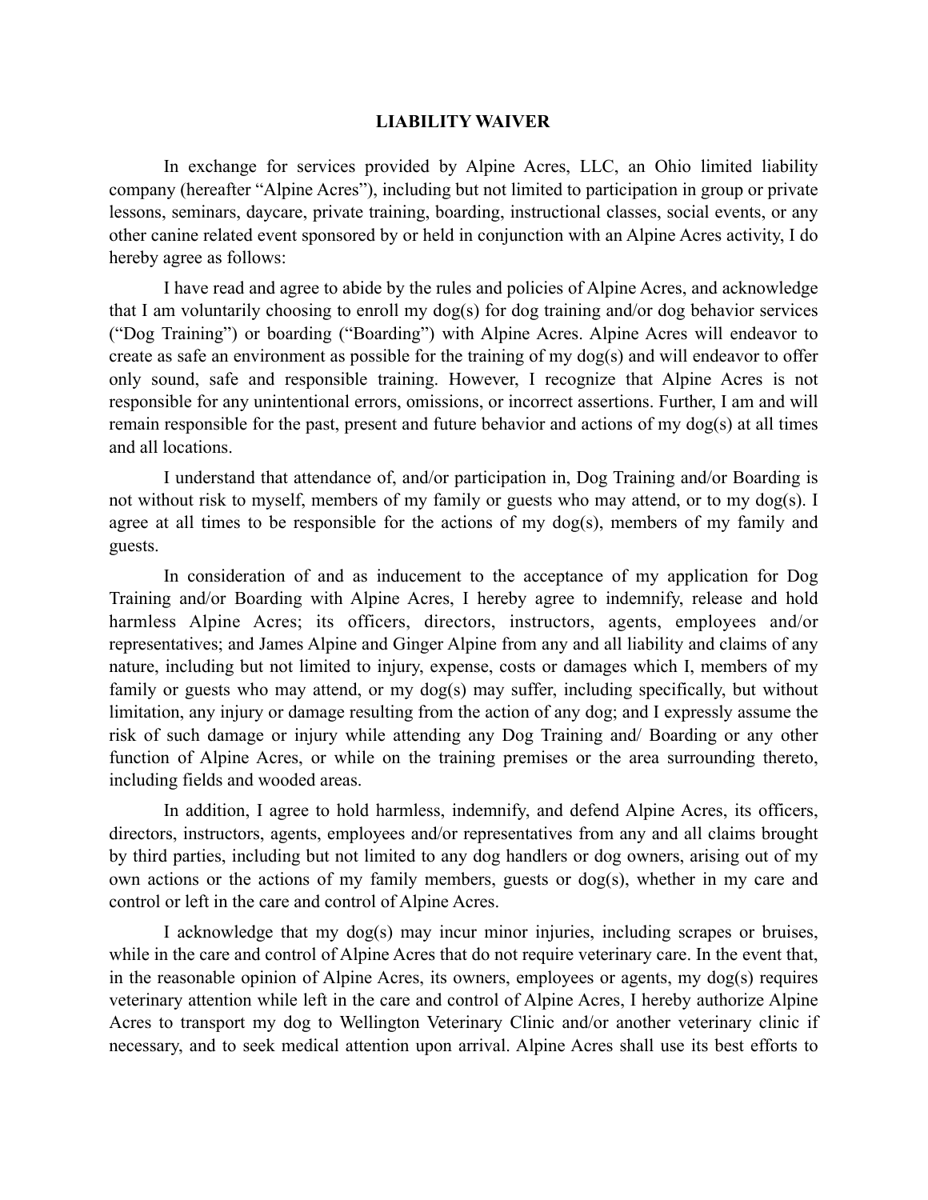# LIABILITY WAIVER

In exchange for services provided by Alpine Acres, LLC, an Ohio limited liability company (hereafter "Alpine Acres"), including but not limited to participation in group or private lessons, seminars, daycare, private training, boarding, instructional classes, social events, or any other canine related event sponsored by or held in conjunction with an Alpine Acres activity, I do hereby agree as follows:

I have read and agree to abide by the rules and policies of Alpine Acres, and acknowledge that I am voluntarily choosing to enroll my dog(s) for dog training and/or dog behavior services ("Dog Training") or boarding ("Boarding") with Alpine Acres. Alpine Acres will endeavor to create as safe an environment as possible for the training of my dog(s) and will endeavor to offer only sound, safe and responsible training. However, I recognize that Alpine Acres is not responsible for any unintentional errors, omissions, or incorrect assertions. Further, I am and will remain responsible for the past, present and future behavior and actions of my dog(s) at all times and all locations.

I understand that attendance of, and/or participation in, Dog Training and/or Boarding is not without risk to myself, members of my family or guests who may attend, or to my dog(s). I agree at all times to be responsible for the actions of my dog(s), members of my family and guests.

In consideration of and as inducement to the acceptance of my application for Dog Training and/or Boarding with Alpine Acres, I hereby agree to indemnify, release and hold harmless Alpine Acres; its officers, directors, instructors, agents, employees and/or representatives; and James Alpine and Ginger Alpine from any and all liability and claims of any nature, including but not limited to injury, expense, costs or damages which I, members of my family or guests who may attend, or my dog(s) may suffer, including specifically, but without limitation, any injury or damage resulting from the action of any dog; and I expressly assume the risk of such damage or injury while attending any Dog Training and/ Boarding or any other function of Alpine Acres, or while on the training premises or the area surrounding thereto, including fields and wooded areas.

In addition, I agree to hold harmless, indemnify, and defend Alpine Acres, its officers, directors, instructors, agents, employees and/or representatives from any and all claims brought by third parties, including but not limited to any dog handlers or dog owners, arising out of my own actions or the actions of my family members, guests or dog(s), whether in my care and control or left in the care and control of Alpine Acres.

I acknowledge that my dog(s) may incur minor injuries, including scrapes or bruises, while in the care and control of Alpine Acres that do not require veterinary care. In the event that, in the reasonable opinion of Alpine Acres, its owners, employees or agents, my dog(s) requires veterinary attention while left in the care and control of Alpine Acres, I hereby authorize Alpine Acres to transport my dog to Wellington Veterinary Clinic and/or another veterinary clinic if necessary, and to seek medical attention upon arrival. Alpine Acres shall use its best efforts to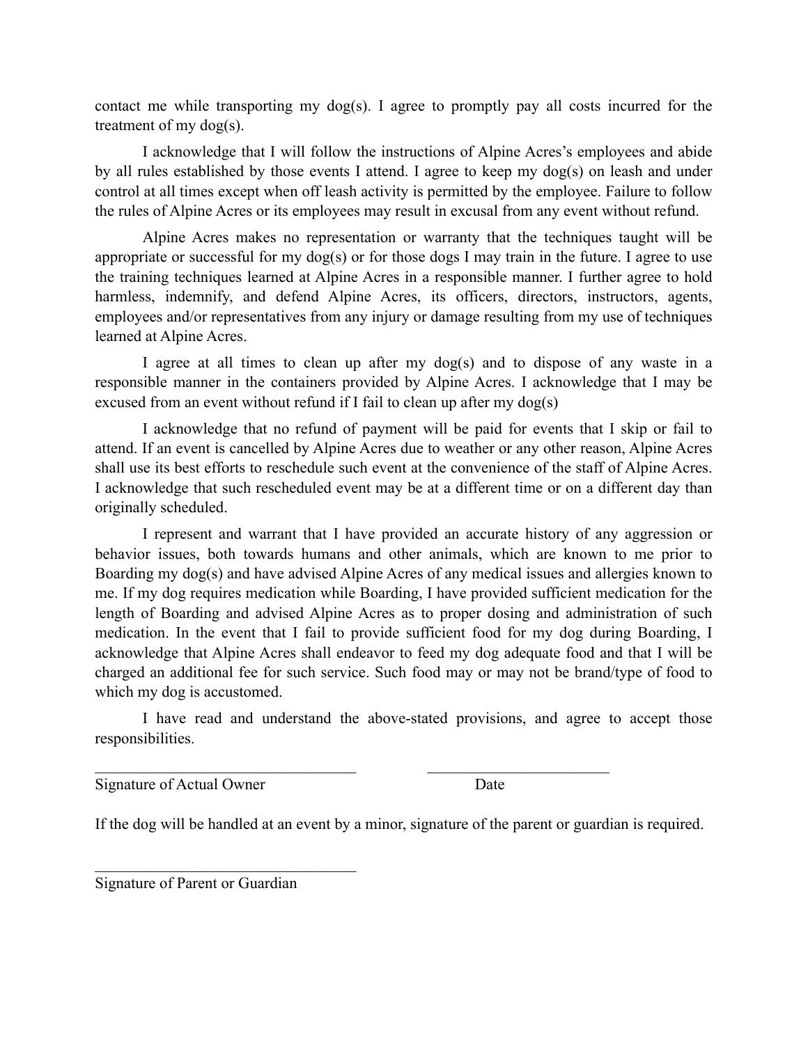contact me while transporting my dog(s). I agree to promptly pay all costs incurred for the treatment of my dog(s).

I acknowledge that I will follow the instructions of Alpine Acres's employees and abide by all rules established by those events I attend. I agree to keep my dog(s) on leash and under control at all times except when off leash activity is permitted by the employee. Failure to follow the rules of Alpine Acres or its employees may result in excusal from any event without refund.

Alpine Acres makes no representation or warranty that the techniques taught will be appropriate or successful for my dog(s) or for those dogs I may train in the future. I agree to use the training techniques learned at Alpine Acres in a responsible manner. I further agree to hold harmless, indemnify, and defend Alpine Acres, its officers, directors, instructors, agents, employees and/or representatives from any injury or damage resulting from my use of techniques learned at Alpine Acres.

I agree at all times to clean up after my dog(s) and to dispose of any waste in a responsible manner in the containers provided by Alpine Acres. I acknowledge that I may be excused from an event without refund if I fail to clean up after my dog(s)

I acknowledge that no refund of payment will be paid for events that I skip or fail to attend. If an event is cancelled by Alpine Acres due to weather or any other reason, Alpine Acres shall use its best efforts to reschedule such event at the convenience of the staff of Alpine Acres. I acknowledge that such rescheduled event may be at a different time or on a different day than originally scheduled.

I represent and warrant that I have provided an accurate history of any aggression or behavior issues, both towards humans and other animals, which are known to me prior to Boarding my dog(s) and have advised Alpine Acres of any medical issues and allergies known to me. If my dog requires medication while Boarding, I have provided sufficient medication for the length of Boarding and advised Alpine Acres as to proper dosing and administration of such medication. In the event that I fail to provide sufficient food for my dog during Boarding, I acknowledge that Alpine Acres shall endeavor to feed my dog adequate food and that I will be charged an additional fee for such service. Such food may or may not be brand/type of food to which my dog is accustomed.

I have read and understand the above-stated provisions, and agree to accept those responsibilities.

_________________________________ &nbsp;&nbsp;&nbsp;&nbsp;&nbsp;&nbsp;&nbsp;&nbsp; _______________________

Signature of Actual Owner &nbsp;&nbsp;&nbsp;&nbsp;&nbsp;&nbsp;&nbsp;&nbsp;&nbsp;&nbsp;&nbsp;&nbsp;&nbsp;&nbsp;&nbsp;&nbsp;&nbsp;&nbsp;&nbsp;&nbsp; Date

If the dog will be handled at an event by a minor, signature of the parent or guardian is required.

_________________________________

Signature of Parent or Guardian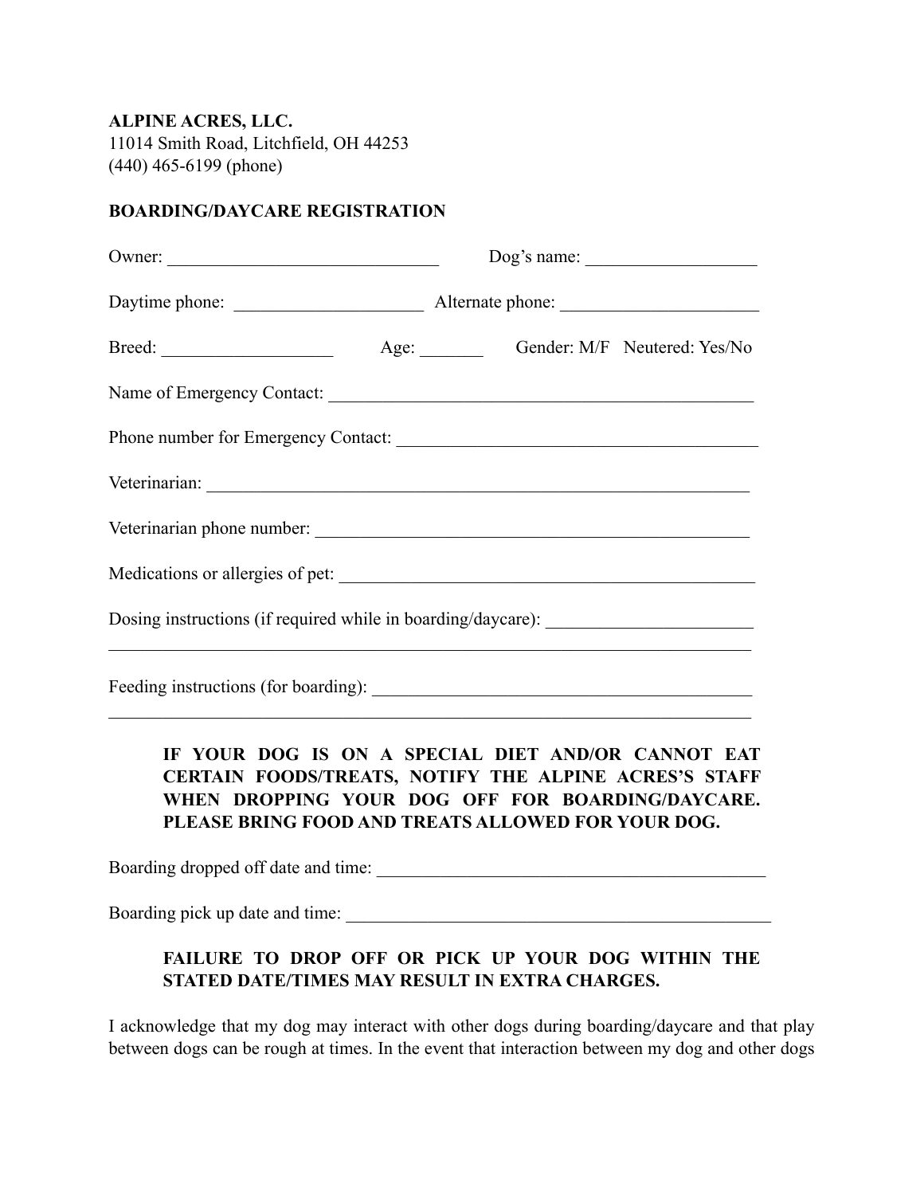**ALPINE ACRES, LLC.**
11014 Smith Road, Litchfield, OH 44253
(440) 465-6199 (phone)

**BOARDING/DAYCARE REGISTRATION**

Owner: ______________________________ Dog's name: ___________________

Daytime phone: _____________________ Alternate phone: ______________________

Breed: ___________________ Age: _______ Gender: M/F Neutered: Yes/No

Name of Emergency Contact: ________________________________________________

Phone number for Emergency Contact: ________________________________________

Veterinarian: ______________________________________________________________

Veterinarian phone number: _________________________________________________

Medications or allergies of pet: _____________________________________________

Dosing instructions (if required while in boarding/daycare): _______________________
_________________________________________________________________________

Feeding instructions (for boarding): __________________________________________
_________________________________________________________________________

> **IF YOUR DOG IS ON A SPECIAL DIET AND/OR CANNOT EAT CERTAIN FOODS/TREATS, NOTIFY THE ALPINE ACRES'S STAFF WHEN DROPPING YOUR DOG OFF FOR BOARDING/DAYCARE. PLEASE BRING FOOD AND TREATS ALLOWED FOR YOUR DOG.**

Boarding dropped off date and time: ____________________________________________

Boarding pick up date and time: _______________________________________________

> **FAILURE TO DROP OFF OR PICK UP YOUR DOG WITHIN THE STATED DATE/TIMES MAY RESULT IN EXTRA CHARGES.**

I acknowledge that my dog may interact with other dogs during boarding/daycare and that play between dogs can be rough at times. In the event that interaction between my dog and other dogs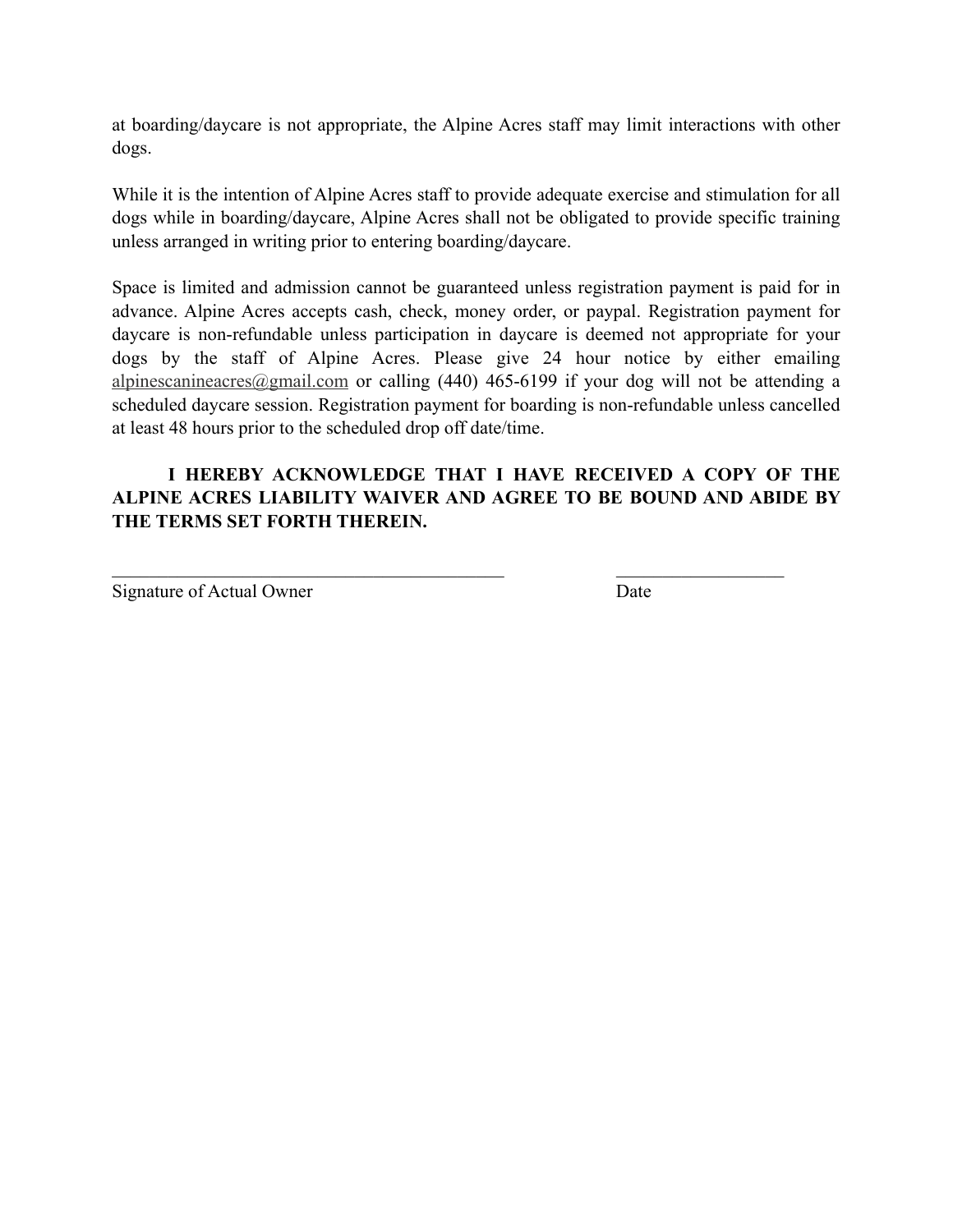at boarding/daycare is not appropriate, the Alpine Acres staff may limit interactions with other dogs.

While it is the intention of Alpine Acres staff to provide adequate exercise and stimulation for all dogs while in boarding/daycare, Alpine Acres shall not be obligated to provide specific training unless arranged in writing prior to entering boarding/daycare.

Space is limited and admission cannot be guaranteed unless registration payment is paid for in advance. Alpine Acres accepts cash, check, money order, or paypal. Registration payment for daycare is non-refundable unless participation in daycare is deemed not appropriate for your dogs by the staff of Alpine Acres. Please give 24 hour notice by either emailing alpinescanineacres@gmail.com or calling (440) 465-6199 if your dog will not be attending a scheduled daycare session. Registration payment for boarding is non-refundable unless cancelled at least 48 hours prior to the scheduled drop off date/time.

**I HEREBY ACKNOWLEDGE THAT I HAVE RECEIVED A COPY OF THE ALPINE ACRES LIABILITY WAIVER AND AGREE TO BE BOUND AND ABIDE BY THE TERMS SET FORTH THEREIN.**

_____________________________________________ ___________________

Signature of Actual Owner Date